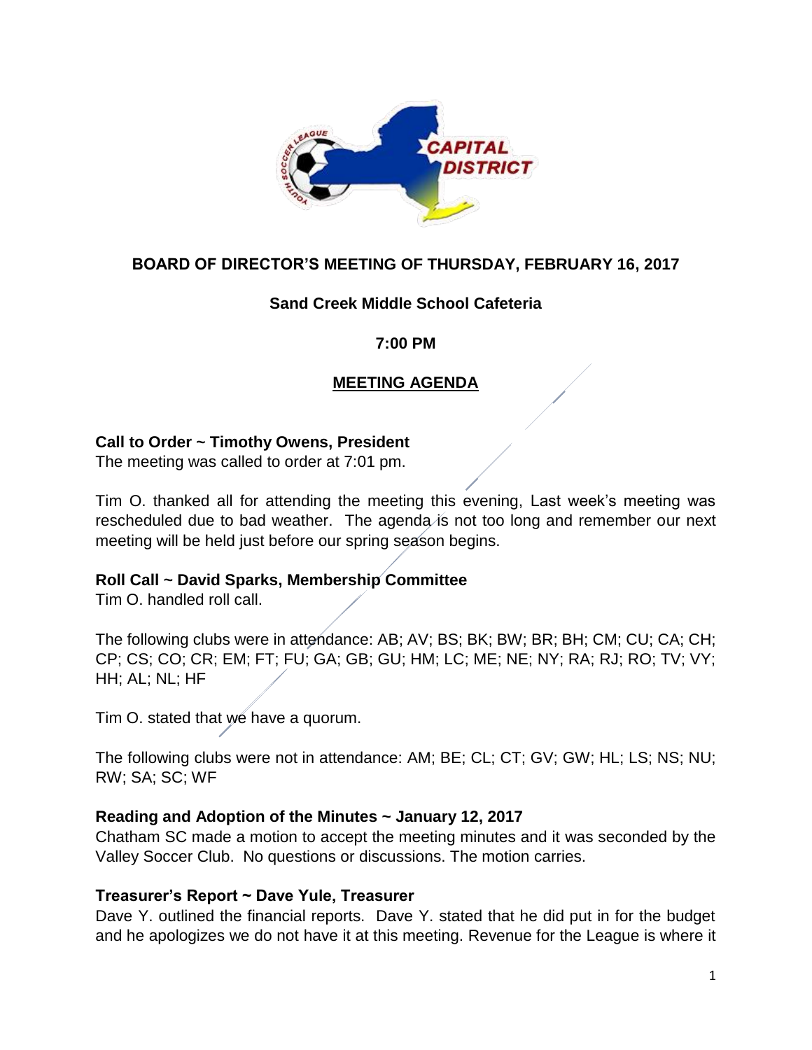## BOARD OF DIRECTOR'S MEETING OF THURSDAY, FEBRUARY 16, 2017

### Sand Creek Middle School Cafeteria

### 7:00 PM

### MEETING AGENDA

**Call to Order ~ Timothy Owens, President**
The meeting was called to order at 7:01 pm.

Tim O. thanked all for attending the meeting this evening, Last week's meeting was rescheduled due to bad weather. The agenda is not too long and remember our next meeting will be held just before our spring season begins.

**Roll Call ~ David Sparks, Membership Committee**
Tim O. handled roll call.

The following clubs were in attendance: AB; AV; BS; BK; BW; BR; BH; CM; CU; CA; CH; CP; CS; CO; CR; EM; FT; FU; GA; GB; GU; HM; LC; ME; NE; NY; RA; RJ; RO; TV; VY; HH; AL; NL; HF

Tim O. stated that we have a quorum.

The following clubs were not in attendance: AM; BE; CL; CT; GV; GW; HL; LS; NS; NU; RW; SA; SC; WF

**Reading and Adoption of the Minutes ~ January 12, 2017**
Chatham SC made a motion to accept the meeting minutes and it was seconded by the Valley Soccer Club. No questions or discussions. The motion carries.

**Treasurer's Report ~ Dave Yule, Treasurer**
Dave Y. outlined the financial reports. Dave Y. stated that he did put in for the budget and he apologizes we do not have it at this meeting. Revenue for the League is where it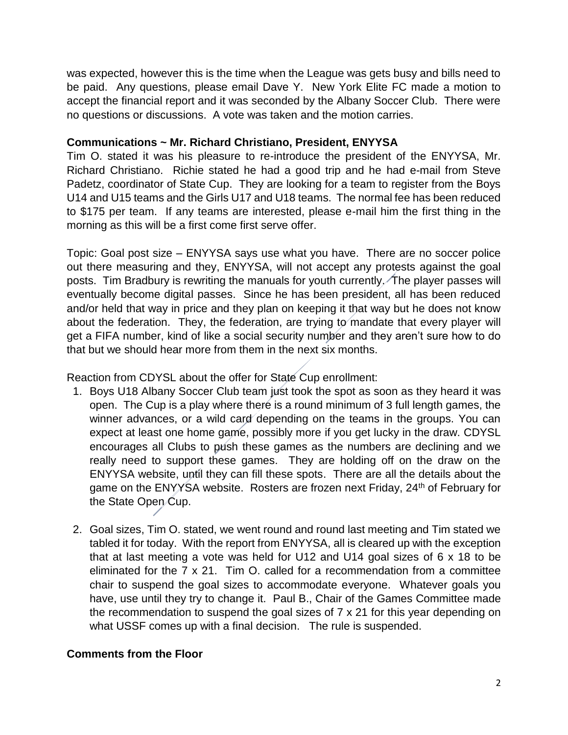was expected, however this is the time when the League was gets busy and bills need to be paid. Any questions, please email Dave Y. New York Elite FC made a motion to accept the financial report and it was seconded by the Albany Soccer Club. There were no questions or discussions. A vote was taken and the motion carries.

**Communications ~ Mr. Richard Christiano, President, ENYYSA**

Tim O. stated it was his pleasure to re-introduce the president of the ENYYSA, Mr. Richard Christiano. Richie stated he had a good trip and he had e-mail from Steve Padetz, coordinator of State Cup. They are looking for a team to register from the Boys U14 and U15 teams and the Girls U17 and U18 teams. The normal fee has been reduced to $175 per team. If any teams are interested, please e-mail him the first thing in the morning as this will be a first come first serve offer.

Topic: Goal post size – ENYYSA says use what you have. There are no soccer police out there measuring and they, ENYYSA, will not accept any protests against the goal posts. Tim Bradbury is rewriting the manuals for youth currently. The player passes will eventually become digital passes. Since he has been president, all has been reduced and/or held that way in price and they plan on keeping it that way but he does not know about the federation. They, the federation, are trying to mandate that every player will get a FIFA number, kind of like a social security number and they aren't sure how to do that but we should hear more from them in the next six months.

Reaction from CDYSL about the offer for State Cup enrollment:

1. Boys U18 Albany Soccer Club team just took the spot as soon as they heard it was open. The Cup is a play where there is a round minimum of 3 full length games, the winner advances, or a wild card depending on the teams in the groups. You can expect at least one home game, possibly more if you get lucky in the draw. CDYSL encourages all Clubs to push these games as the numbers are declining and we really need to support these games. They are holding off on the draw on the ENYYSA website, until they can fill these spots. There are all the details about the game on the ENYYSA website. Rosters are frozen next Friday, 24th of February for the State Open Cup.

2. Goal sizes, Tim O. stated, we went round and round last meeting and Tim stated we tabled it for today. With the report from ENYYSA, all is cleared up with the exception that at last meeting a vote was held for U12 and U14 goal sizes of 6 x 18 to be eliminated for the 7 x 21. Tim O. called for a recommendation from a committee chair to suspend the goal sizes to accommodate everyone. Whatever goals you have, use until they try to change it. Paul B., Chair of the Games Committee made the recommendation to suspend the goal sizes of 7 x 21 for this year depending on what USSF comes up with a final decision. The rule is suspended.

**Comments from the Floor**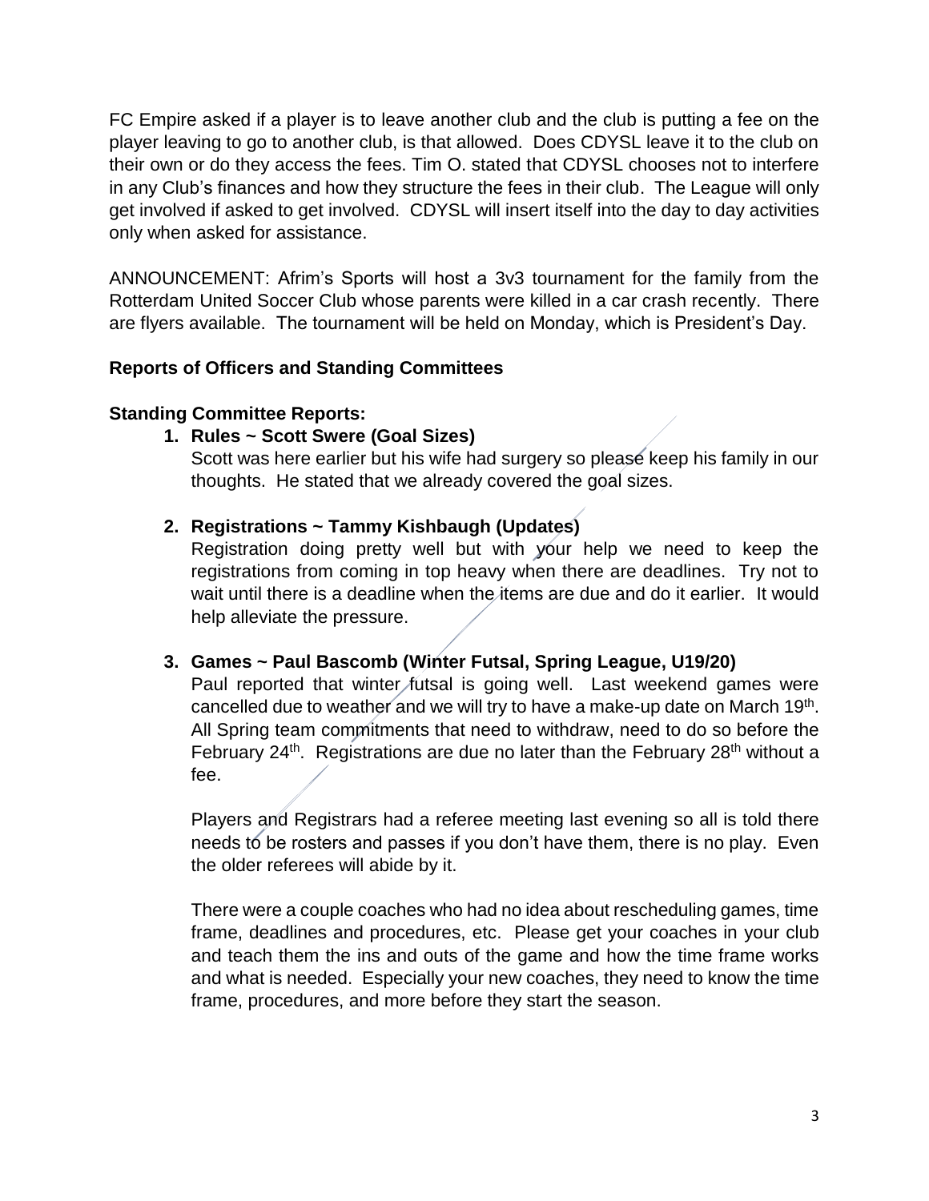FC Empire asked if a player is to leave another club and the club is putting a fee on the player leaving to go to another club, is that allowed. Does CDYSL leave it to the club on their own or do they access the fees. Tim O. stated that CDYSL chooses not to interfere in any Club's finances and how they structure the fees in their club. The League will only get involved if asked to get involved. CDYSL will insert itself into the day to day activities only when asked for assistance.

ANNOUNCEMENT: Afrim's Sports will host a 3v3 tournament for the family from the Rotterdam United Soccer Club whose parents were killed in a car crash recently. There are flyers available. The tournament will be held on Monday, which is President's Day.

**Reports of Officers and Standing Committees**

**Standing Committee Reports:**

1. **Rules ~ Scott Swere (Goal Sizes)**
   Scott was here earlier but his wife had surgery so please keep his family in our thoughts. He stated that we already covered the goal sizes.

2. **Registrations ~ Tammy Kishbaugh (Updates)**
   Registration doing pretty well but with your help we need to keep the registrations from coming in top heavy when there are deadlines. Try not to wait until there is a deadline when the items are due and do it earlier. It would help alleviate the pressure.

3. **Games ~ Paul Bascomb (Winter Futsal, Spring League, U19/20)**
   Paul reported that winter futsal is going well. Last weekend games were cancelled due to weather and we will try to have a make-up date on March 19th. All Spring team commitments that need to withdraw, need to do so before the February 24th. Registrations are due no later than the February 28th without a fee.

   Players and Registrars had a referee meeting last evening so all is told there needs to be rosters and passes if you don't have them, there is no play. Even the older referees will abide by it.

   There were a couple coaches who had no idea about rescheduling games, time frame, deadlines and procedures, etc. Please get your coaches in your club and teach them the ins and outs of the game and how the time frame works and what is needed. Especially your new coaches, they need to know the time frame, procedures, and more before they start the season.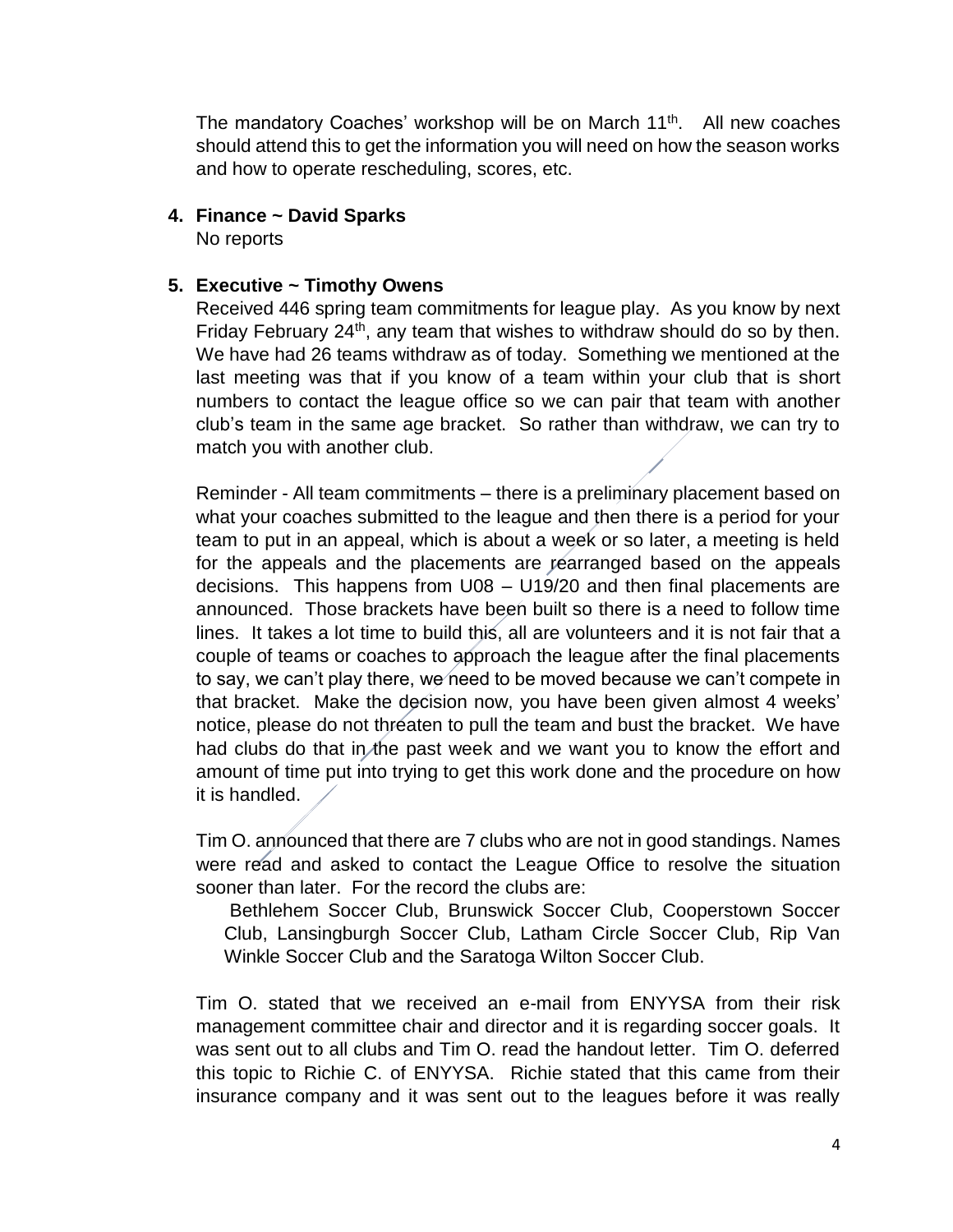The mandatory Coaches' workshop will be on March 11th. All new coaches should attend this to get the information you will need on how the season works and how to operate rescheduling, scores, etc.

**4. Finance ~ David Sparks**

No reports

**5. Executive ~ Timothy Owens**

Received 446 spring team commitments for league play. As you know by next Friday February 24th, any team that wishes to withdraw should do so by then. We have had 26 teams withdraw as of today. Something we mentioned at the last meeting was that if you know of a team within your club that is short numbers to contact the league office so we can pair that team with another club's team in the same age bracket. So rather than withdraw, we can try to match you with another club.

Reminder - All team commitments – there is a preliminary placement based on what your coaches submitted to the league and then there is a period for your team to put in an appeal, which is about a week or so later, a meeting is held for the appeals and the placements are rearranged based on the appeals decisions. This happens from U08 – U19/20 and then final placements are announced. Those brackets have been built so there is a need to follow time lines. It takes a lot time to build this, all are volunteers and it is not fair that a couple of teams or coaches to approach the league after the final placements to say, we can't play there, we need to be moved because we can't compete in that bracket. Make the decision now, you have been given almost 4 weeks' notice, please do not threaten to pull the team and bust the bracket. We have had clubs do that in the past week and we want you to know the effort and amount of time put into trying to get this work done and the procedure on how it is handled.

Tim O. announced that there are 7 clubs who are not in good standings. Names were read and asked to contact the League Office to resolve the situation sooner than later. For the record the clubs are:

Bethlehem Soccer Club, Brunswick Soccer Club, Cooperstown Soccer Club, Lansingburgh Soccer Club, Latham Circle Soccer Club, Rip Van Winkle Soccer Club and the Saratoga Wilton Soccer Club.

Tim O. stated that we received an e-mail from ENYYSA from their risk management committee chair and director and it is regarding soccer goals. It was sent out to all clubs and Tim O. read the handout letter. Tim O. deferred this topic to Richie C. of ENYYSA. Richie stated that this came from their insurance company and it was sent out to the leagues before it was really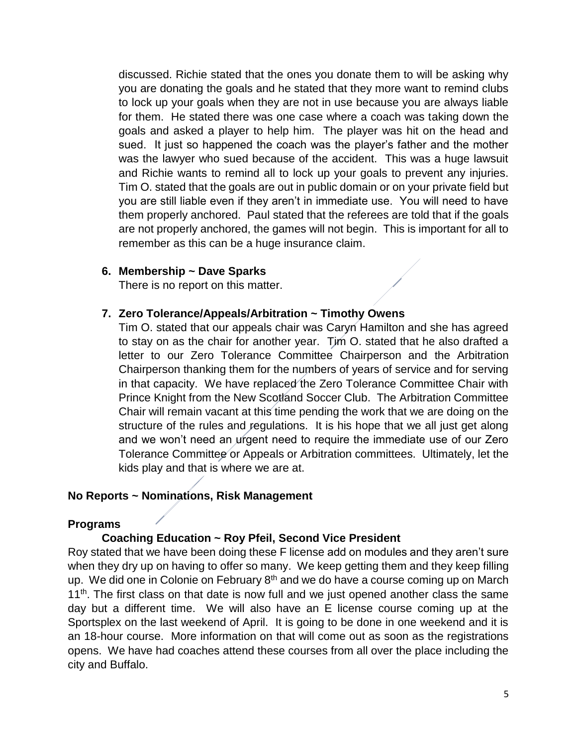discussed. Richie stated that the ones you donate them to will be asking why you are donating the goals and he stated that they more want to remind clubs to lock up your goals when they are not in use because you are always liable for them. He stated there was one case where a coach was taking down the goals and asked a player to help him. The player was hit on the head and sued. It just so happened the coach was the player's father and the mother was the lawyer who sued because of the accident. This was a huge lawsuit and Richie wants to remind all to lock up your goals to prevent any injuries. Tim O. stated that the goals are out in public domain or on your private field but you are still liable even if they aren't in immediate use. You will need to have them properly anchored. Paul stated that the referees are told that if the goals are not properly anchored, the games will not begin. This is important for all to remember as this can be a huge insurance claim.

**6. Membership ~ Dave Sparks**

There is no report on this matter.

**7. Zero Tolerance/Appeals/Arbitration ~ Timothy Owens**

Tim O. stated that our appeals chair was Caryn Hamilton and she has agreed to stay on as the chair for another year. Tim O. stated that he also drafted a letter to our Zero Tolerance Committee Chairperson and the Arbitration Chairperson thanking them for the numbers of years of service and for serving in that capacity. We have replaced the Zero Tolerance Committee Chair with Prince Knight from the New Scotland Soccer Club. The Arbitration Committee Chair will remain vacant at this time pending the work that we are doing on the structure of the rules and regulations. It is his hope that we all just get along and we won't need an urgent need to require the immediate use of our Zero Tolerance Committee or Appeals or Arbitration committees. Ultimately, let the kids play and that is where we are at.

**No Reports ~ Nominations, Risk Management**

**Programs**

**Coaching Education ~ Roy Pfeil, Second Vice President**

Roy stated that we have been doing these F license add on modules and they aren't sure when they dry up on having to offer so many. We keep getting them and they keep filling up. We did one in Colonie on February 8th and we do have a course coming up on March 11th. The first class on that date is now full and we just opened another class the same day but a different time. We will also have an E license course coming up at the Sportsplex on the last weekend of April. It is going to be done in one weekend and it is an 18-hour course. More information on that will come out as soon as the registrations opens. We have had coaches attend these courses from all over the place including the city and Buffalo.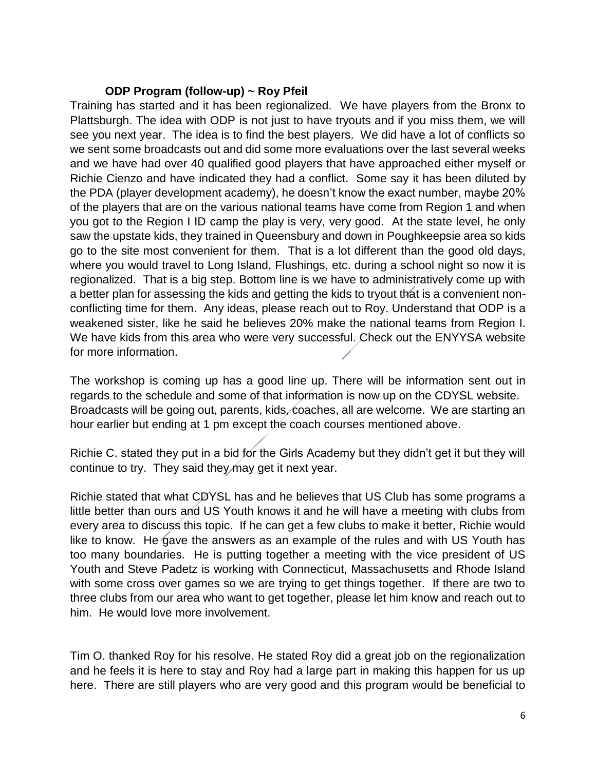**ODP Program (follow-up) ~ Roy Pfeil**

Training has started and it has been regionalized. We have players from the Bronx to Plattsburgh. The idea with ODP is not just to have tryouts and if you miss them, we will see you next year. The idea is to find the best players. We did have a lot of conflicts so we sent some broadcasts out and did some more evaluations over the last several weeks and we have had over 40 qualified good players that have approached either myself or Richie Cienzo and have indicated they had a conflict. Some say it has been diluted by the PDA (player development academy), he doesn't know the exact number, maybe 20% of the players that are on the various national teams have come from Region 1 and when you got to the Region I ID camp the play is very, very good. At the state level, he only saw the upstate kids, they trained in Queensbury and down in Poughkeepsie area so kids go to the site most convenient for them. That is a lot different than the good old days, where you would travel to Long Island, Flushings, etc. during a school night so now it is regionalized. That is a big step. Bottom line is we have to administratively come up with a better plan for assessing the kids and getting the kids to tryout that is a convenient non-conflicting time for them. Any ideas, please reach out to Roy. Understand that ODP is a weakened sister, like he said he believes 20% make the national teams from Region I. We have kids from this area who were very successful. Check out the ENYYSA website for more information.

The workshop is coming up has a good line up. There will be information sent out in regards to the schedule and some of that information is now up on the CDYSL website. Broadcasts will be going out, parents, kids, coaches, all are welcome. We are starting an hour earlier but ending at 1 pm except the coach courses mentioned above.

Richie C. stated they put in a bid for the Girls Academy but they didn't get it but they will continue to try. They said they may get it next year.

Richie stated that what CDYSL has and he believes that US Club has some programs a little better than ours and US Youth knows it and he will have a meeting with clubs from every area to discuss this topic. If he can get a few clubs to make it better, Richie would like to know. He gave the answers as an example of the rules and with US Youth has too many boundaries. He is putting together a meeting with the vice president of US Youth and Steve Padetz is working with Connecticut, Massachusetts and Rhode Island with some cross over games so we are trying to get things together. If there are two to three clubs from our area who want to get together, please let him know and reach out to him. He would love more involvement.

Tim O. thanked Roy for his resolve. He stated Roy did a great job on the regionalization and he feels it is here to stay and Roy had a large part in making this happen for us up here. There are still players who are very good and this program would be beneficial to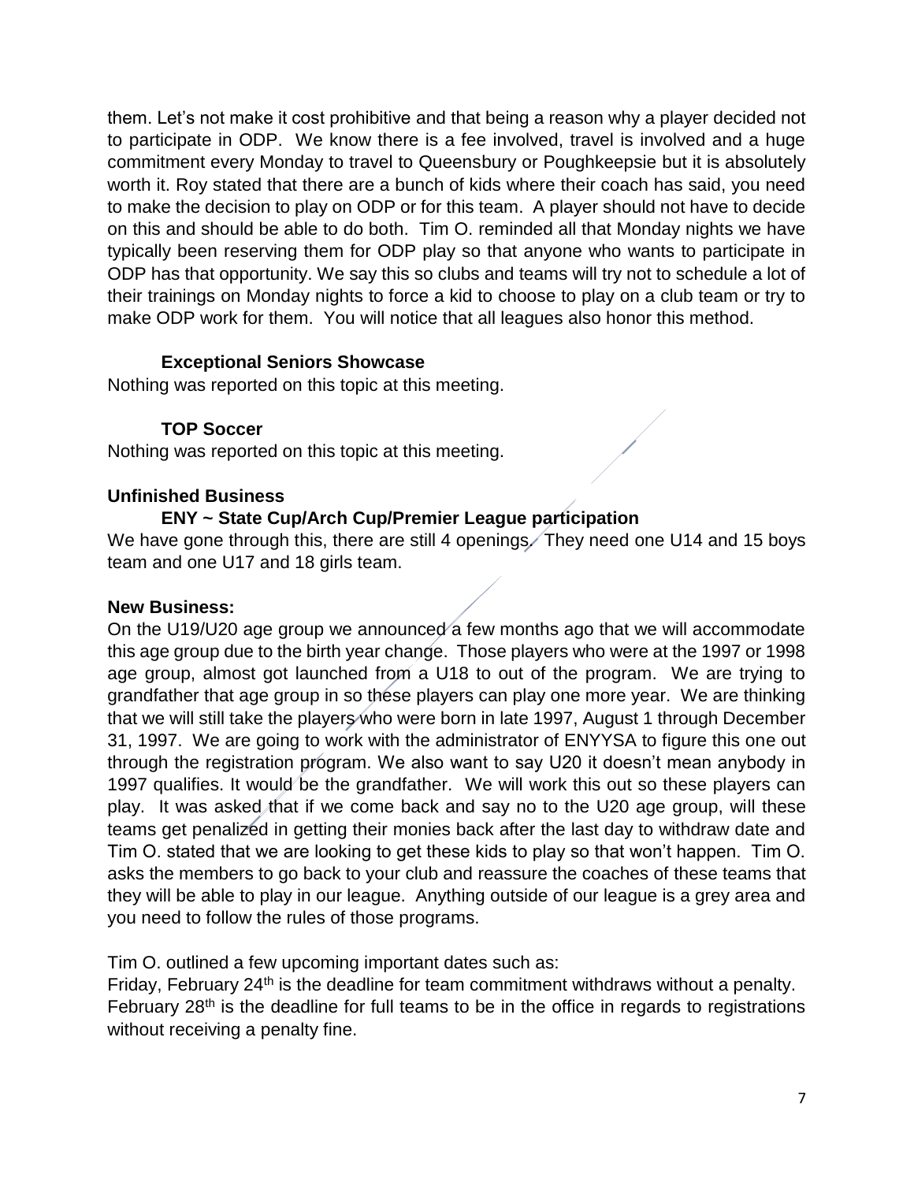them. Let's not make it cost prohibitive and that being a reason why a player decided not to participate in ODP. We know there is a fee involved, travel is involved and a huge commitment every Monday to travel to Queensbury or Poughkeepsie but it is absolutely worth it. Roy stated that there are a bunch of kids where their coach has said, you need to make the decision to play on ODP or for this team. A player should not have to decide on this and should be able to do both. Tim O. reminded all that Monday nights we have typically been reserving them for ODP play so that anyone who wants to participate in ODP has that opportunity. We say this so clubs and teams will try not to schedule a lot of their trainings on Monday nights to force a kid to choose to play on a club team or try to make ODP work for them. You will notice that all leagues also honor this method.

**Exceptional Seniors Showcase**

Nothing was reported on this topic at this meeting.

**TOP Soccer**

Nothing was reported on this topic at this meeting.

**Unfinished Business**

**ENY ~ State Cup/Arch Cup/Premier League participation**

We have gone through this, there are still 4 openings. They need one U14 and 15 boys team and one U17 and 18 girls team.

**New Business:**

On the U19/U20 age group we announced a few months ago that we will accommodate this age group due to the birth year change. Those players who were at the 1997 or 1998 age group, almost got launched from a U18 to out of the program. We are trying to grandfather that age group in so these players can play one more year. We are thinking that we will still take the players who were born in late 1997, August 1 through December 31, 1997. We are going to work with the administrator of ENYYSA to figure this one out through the registration program. We also want to say U20 it doesn't mean anybody in 1997 qualifies. It would be the grandfather. We will work this out so these players can play. It was asked that if we come back and say no to the U20 age group, will these teams get penalized in getting their monies back after the last day to withdraw date and Tim O. stated that we are looking to get these kids to play so that won't happen. Tim O. asks the members to go back to your club and reassure the coaches of these teams that they will be able to play in our league. Anything outside of our league is a grey area and you need to follow the rules of those programs.

Tim O. outlined a few upcoming important dates such as:

Friday, February 24th is the deadline for team commitment withdraws without a penalty.

February 28th is the deadline for full teams to be in the office in regards to registrations without receiving a penalty fine.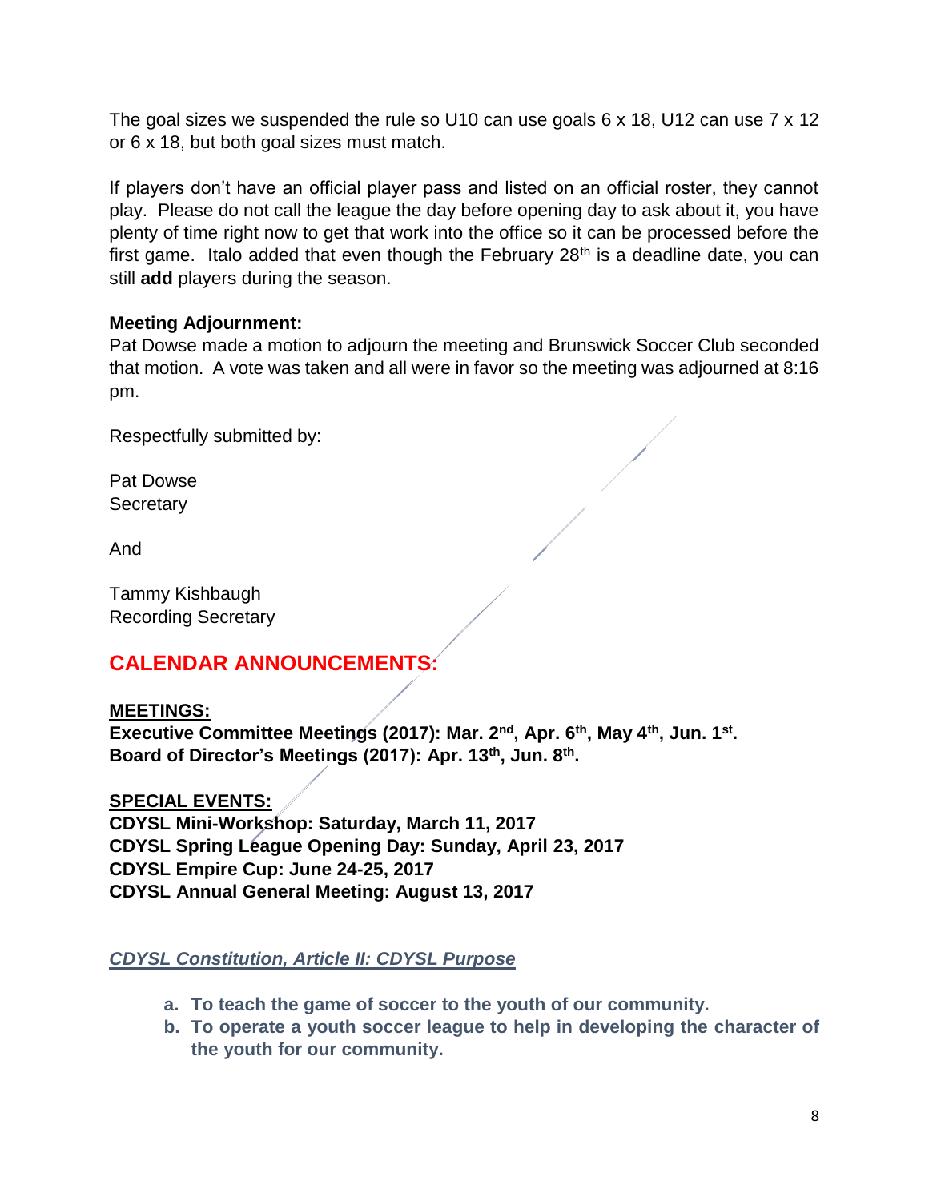The goal sizes we suspended the rule so U10 can use goals 6 x 18, U12 can use 7 x 12 or 6 x 18, but both goal sizes must match.

If players don't have an official player pass and listed on an official roster, they cannot play. Please do not call the league the day before opening day to ask about it, you have plenty of time right now to get that work into the office so it can be processed before the first game. Italo added that even though the February 28th is a deadline date, you can still **add** players during the season.

**Meeting Adjournment:**
Pat Dowse made a motion to adjourn the meeting and Brunswick Soccer Club seconded that motion. A vote was taken and all were in favor so the meeting was adjourned at 8:16 pm.

Respectfully submitted by:

Pat Dowse
Secretary

And

Tammy Kishbaugh
Recording Secretary

## CALENDAR ANNOUNCEMENTS:

**MEETINGS:**
**Executive Committee Meetings (2017): Mar. 2nd, Apr. 6th, May 4th, Jun. 1st.**
**Board of Director's Meetings (2017): Apr. 13th, Jun. 8th.**

**SPECIAL EVENTS:**
**CDYSL Mini-Workshop: Saturday, March 11, 2017**
**CDYSL Spring League Opening Day: Sunday, April 23, 2017**
**CDYSL Empire Cup: June 24-25, 2017**
**CDYSL Annual General Meeting: August 13, 2017**

***CDYSL Constitution, Article II: CDYSL Purpose***

a. **To teach the game of soccer to the youth of our community.**
b. **To operate a youth soccer league to help in developing the character of the youth for our community.**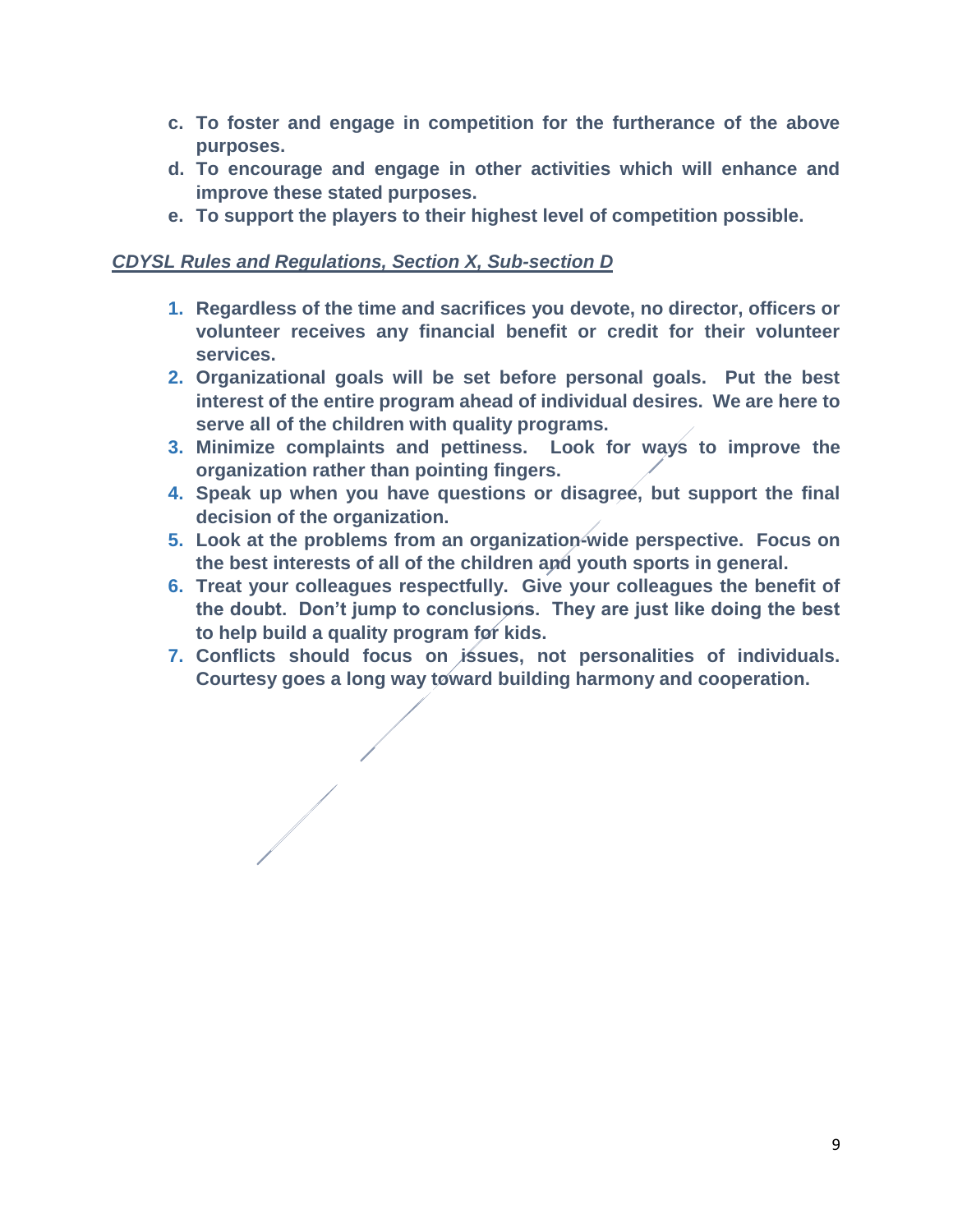c. **To foster and engage in competition for the furtherance of the above purposes.**
d. **To encourage and engage in other activities which will enhance and improve these stated purposes.**
e. **To support the players to their highest level of competition possible.**

***CDYSL Rules and Regulations, Section X, Sub-section D***

1. **Regardless of the time and sacrifices you devote, no director, officers or volunteer receives any financial benefit or credit for their volunteer services.**
2. **Organizational goals will be set before personal goals. Put the best interest of the entire program ahead of individual desires. We are here to serve all of the children with quality programs.**
3. **Minimize complaints and pettiness. Look for ways to improve the organization rather than pointing fingers.**
4. **Speak up when you have questions or disagree, but support the final decision of the organization.**
5. **Look at the problems from an organization-wide perspective. Focus on the best interests of all of the children and youth sports in general.**
6. **Treat your colleagues respectfully. Give your colleagues the benefit of the doubt. Don't jump to conclusions. They are just like doing the best to help build a quality program for kids.**
7. **Conflicts should focus on issues, not personalities of individuals. Courtesy goes a long way toward building harmony and cooperation.**